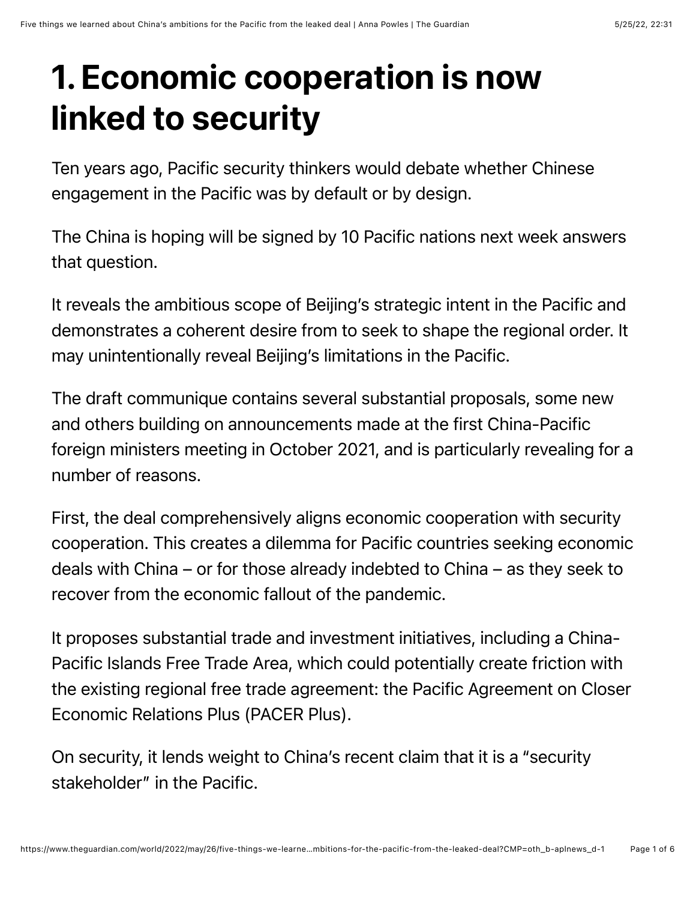# 1. Economic cooperation is now linked to security

Ten years ago, Pacific security thinkers would debate whether Chinese engagement in the Pacific was by default or by design.

The China is hoping will be signed by 10 Pacific nations next week answers that question.

It reveals the ambitious scope of Beijing's strategic intent in the Pacific and demonstrates a coherent desire from to seek to shape the regional order. It may unintentionally reveal Beijing's limitations in the Pacific.

The draft communique contains several substantial proposals, some new and others building on announcements made at the first China-Pacific foreign ministers meeting in October 2021, and is particularly revealing for a number of reasons.

First, the deal comprehensively aligns economic cooperation with security cooperation. This creates a dilemma for Pacific countries seeking economic deals with China – or for those already indebted to China – as they seek to recover from the economic fallout of the pandemic.

It proposes substantial trade and investment initiatives, including a China-Pacific Islands Free Trade Area, which could potentially create friction with the existing regional free trade agreement: the Pacific Agreement on Closer Economic Relations Plus (PACER Plus).

On security, it lends weight to China's recent claim that it is a "security stakeholder" in the Pacific.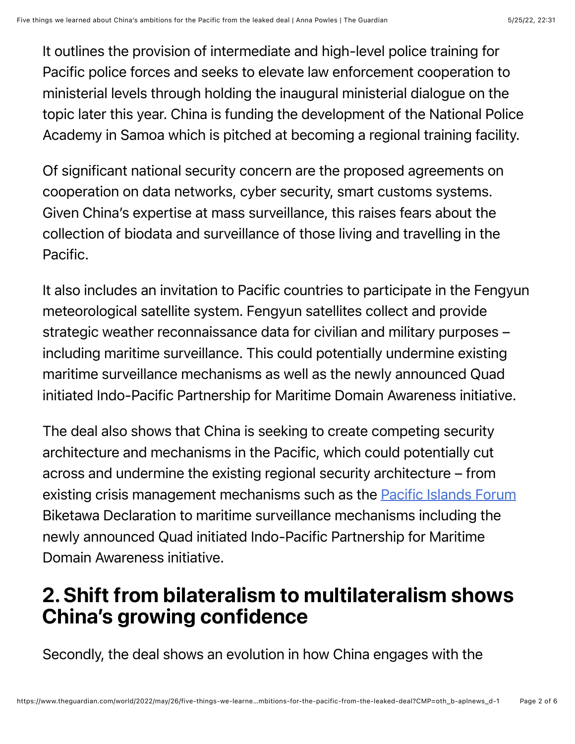It outlines the provision of intermediate and high-level police training for Pacific police forces and seeks to elevate law enforcement cooperation to ministerial levels through holding the inaugural ministerial dialogue on the topic later this year. China is funding the development of the National Police Academy in Samoa which is pitched at becoming a regional training facility.

Of significant national security concern are the proposed agreements on cooperation on data networks, cyber security, smart customs systems. Given China's expertise at mass surveillance, this raises fears about the collection of biodata and surveillance of those living and travelling in the Pacific.

It also includes an invitation to Pacific countries to participate in the Fengyun meteorological satellite system. Fengyun satellites collect and provide strategic weather reconnaissance data for civilian and military purposes – including maritime surveillance. This could potentially undermine existing maritime surveillance mechanisms as well as the newly announced Quad initiated Indo-Pacific Partnership for Maritime Domain Awareness initiative.

The deal also shows that China is seeking to create competing security architecture and mechanisms in the Pacific, which could potentially cut across and undermine the existing regional security architecture – from existing crisis management mechanisms such as the Pacific Islands Forum Biketawa Declaration to maritime surveillance mechanisms including the newly announced Quad initiated Indo-Pacific Partnership for Maritime Domain Awareness initiative.

## 2. Shift from bilateralism to multilateralism shows China's growing confidence

Secondly, the deal shows an evolution in how China engages with the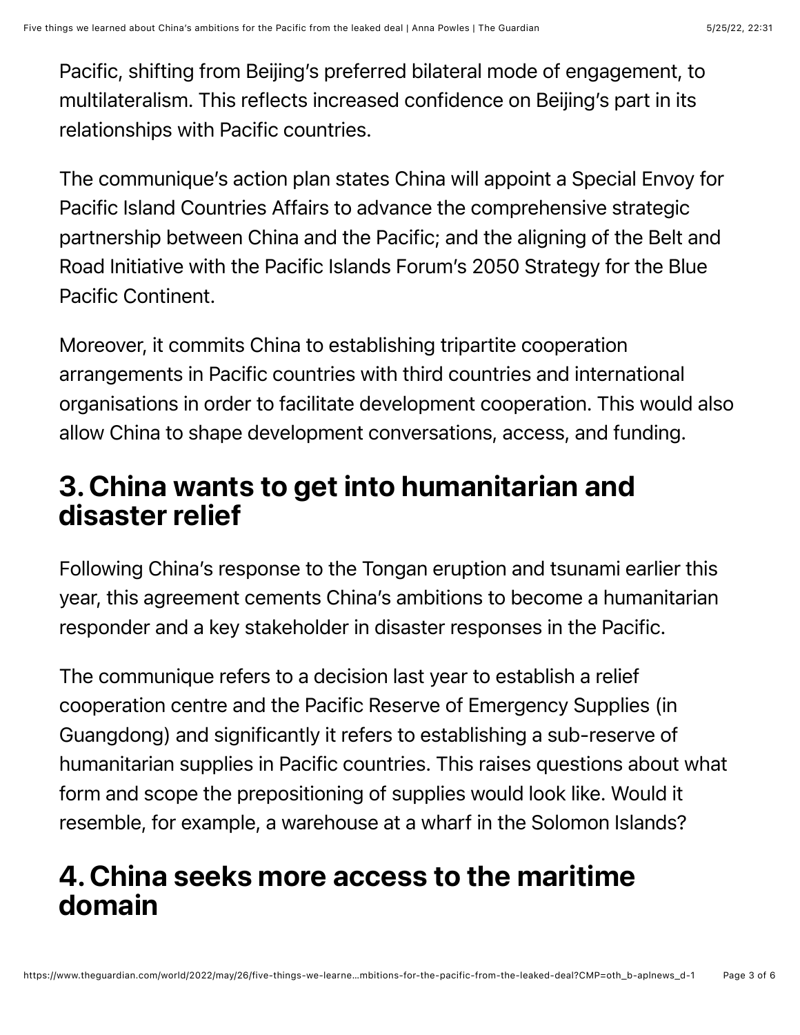Pacific, shifting from Beijing's preferred bilateral mode of engagement, to multilateralism. This reflects increased confidence on Beijing's part in its relationships with Pacific countries.

The communique's action plan states China will appoint a Special Envoy for Pacific Island Countries Affairs to advance the comprehensive strategic partnership between China and the Pacific; and the aligning of the Belt and Road Initiative with the Pacific Islands Forum's 2050 Strategy for the Blue Pacific Continent.

Moreover, it commits China to establishing tripartite cooperation arrangements in Pacific countries with third countries and international organisations in order to facilitate development cooperation. This would also allow China to shape development conversations, access, and funding.

## 3. China wants to get into humanitarian and disaster relief

Following China's response to the Tongan eruption and tsunami earlier this year, this agreement cements China's ambitions to become a humanitarian responder and a key stakeholder in disaster responses in the Pacific.

The communique refers to a decision last year to establish a relief cooperation centre and the Pacific Reserve of Emergency Supplies (in Guangdong) and significantly it refers to establishing a sub-reserve of humanitarian supplies in Pacific countries. This raises questions about what form and scope the prepositioning of supplies would look like. Would it resemble, for example, a warehouse at a wharf in the Solomon Islands?

## 4. China seeks more access to the maritime domain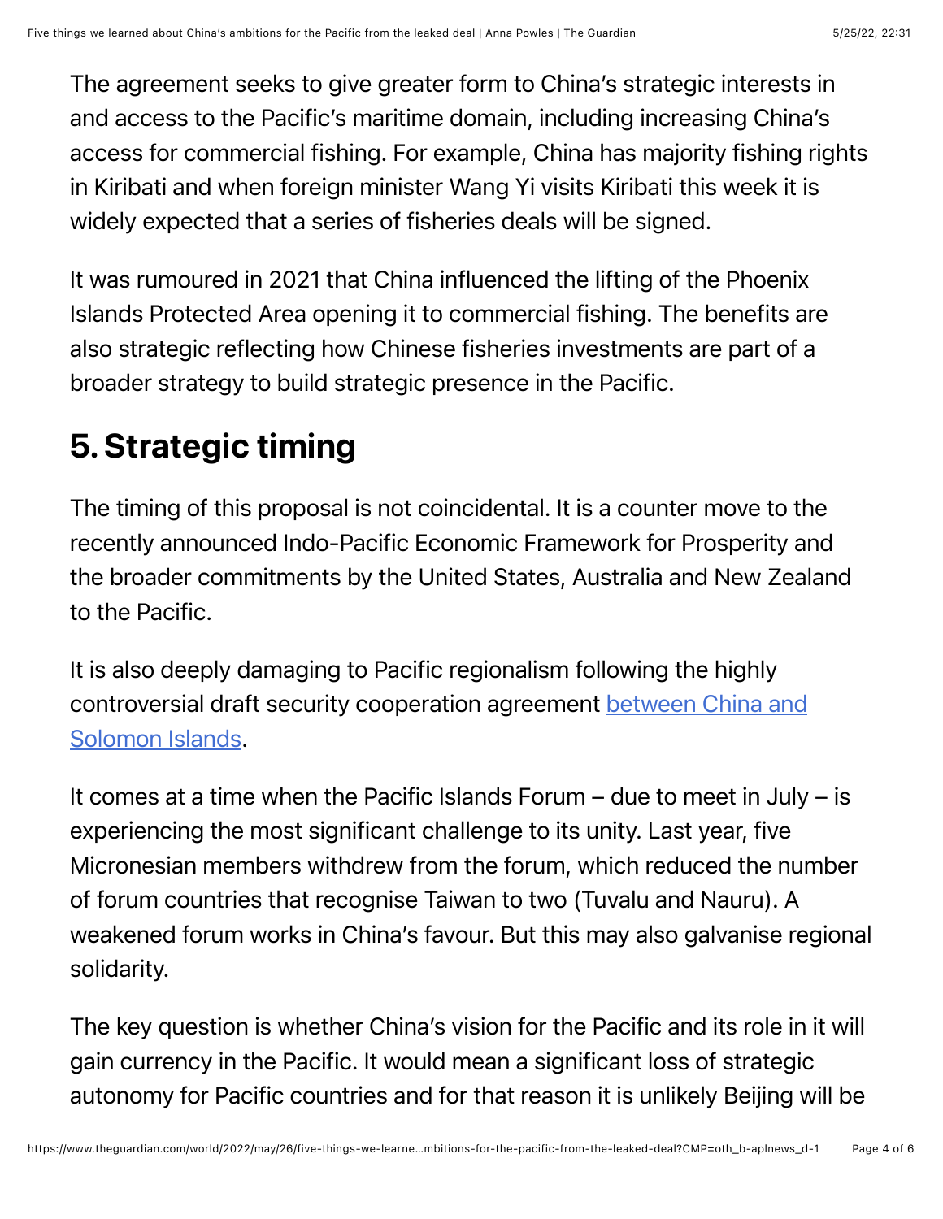The agreement seeks to give greater form to China's strategic interests in and access to the Pacific's maritime domain, including increasing China's access for commercial fishing. For example, China has majority fishing rights in Kiribati and when foreign minister Wang Yi visits Kiribati this week it is widely expected that a series of fisheries deals will be signed.

It was rumoured in 2021 that China influenced the lifting of the Phoenix Islands Protected Area opening it to commercial fishing. The benefits are also strategic reflecting how Chinese fisheries investments are part of a broader strategy to build strategic presence in the Pacific.

## 5. Strategic timing

The timing of this proposal is not coincidental. It is a counter move to the recently announced Indo-Pacific Economic Framework for Prosperity and the broader commitments by the United States, Australia and New Zealand to the Pacific.

It is also deeply damaging to Pacific regionalism following the highly controversial draft security cooperation agreement [between China and Solomon Islands](https://www.theguardian.com).

It comes at a time when the Pacific Islands Forum – due to meet in July – is experiencing the most significant challenge to its unity. Last year, five Micronesian members withdrew from the forum, which reduced the number of forum countries that recognise Taiwan to two (Tuvalu and Nauru). A weakened forum works in China's favour. But this may also galvanise regional solidarity.

The key question is whether China's vision for the Pacific and its role in it will gain currency in the Pacific. It would mean a significant loss of strategic autonomy for Pacific countries and for that reason it is unlikely Beijing will be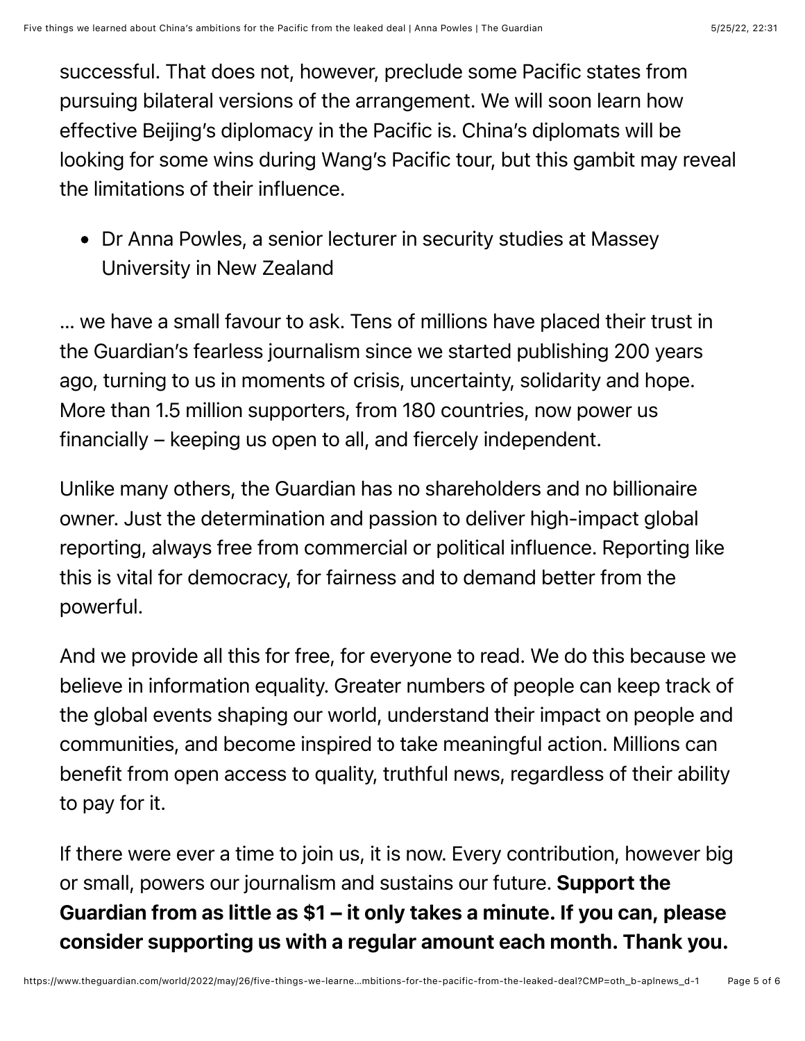successful. That does not, however, preclude some Pacific states from pursuing bilateral versions of the arrangement. We will soon learn how effective Beijing's diplomacy in the Pacific is. China's diplomats will be looking for some wins during Wang's Pacific tour, but this gambit may reveal the limitations of their influence.

- Dr Anna Powles, a senior lecturer in security studies at Massey University in New Zealand

… we have a small favour to ask. Tens of millions have placed their trust in the Guardian's fearless journalism since we started publishing 200 years ago, turning to us in moments of crisis, uncertainty, solidarity and hope. More than 1.5 million supporters, from 180 countries, now power us financially – keeping us open to all, and fiercely independent.

Unlike many others, the Guardian has no shareholders and no billionaire owner. Just the determination and passion to deliver high-impact global reporting, always free from commercial or political influence. Reporting like this is vital for democracy, for fairness and to demand better from the powerful.

And we provide all this for free, for everyone to read. We do this because we believe in information equality. Greater numbers of people can keep track of the global events shaping our world, understand their impact on people and communities, and become inspired to take meaningful action. Millions can benefit from open access to quality, truthful news, regardless of their ability to pay for it.

If there were ever a time to join us, it is now. Every contribution, however big or small, powers our journalism and sustains our future. **Support the Guardian from as little as $1 – it only takes a minute. If you can, please consider supporting us with a regular amount each month. Thank you.**